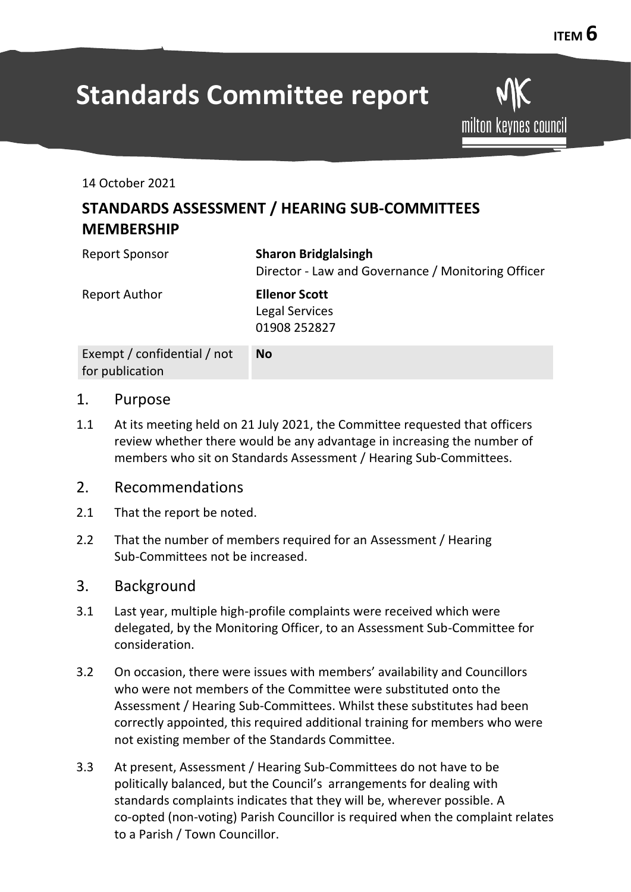ITEM 6

# Standards Committee report

milton keynes council

14 October 2021

## STANDARDS ASSESSMENT / HEARING SUB-COMMITTEES MEMBERSHIP

| | |
|---|---|
| Report Sponsor | **Sharon Bridglalsingh**<br>Director - Law and Governance / Monitoring Officer |
| Report Author | **Ellenor Scott**<br>Legal Services<br>01908 252827 |
| Exempt / confidential / not for publication | **No** |

## 1. Purpose

1.1 At its meeting held on 21 July 2021, the Committee requested that officers review whether there would be any advantage in increasing the number of members who sit on Standards Assessment / Hearing Sub-Committees.

## 2. Recommendations

2.1 That the report be noted.

2.2 That the number of members required for an Assessment / Hearing Sub-Committees not be increased.

## 3. Background

3.1 Last year, multiple high-profile complaints were received which were delegated, by the Monitoring Officer, to an Assessment Sub-Committee for consideration.

3.2 On occasion, there were issues with members' availability and Councillors who were not members of the Committee were substituted onto the Assessment / Hearing Sub-Committees. Whilst these substitutes had been correctly appointed, this required additional training for members who were not existing member of the Standards Committee.

3.3 At present, Assessment / Hearing Sub-Committees do not have to be politically balanced, but the Council's arrangements for dealing with standards complaints indicates that they will be, wherever possible. A co-opted (non-voting) Parish Councillor is required when the complaint relates to a Parish / Town Councillor.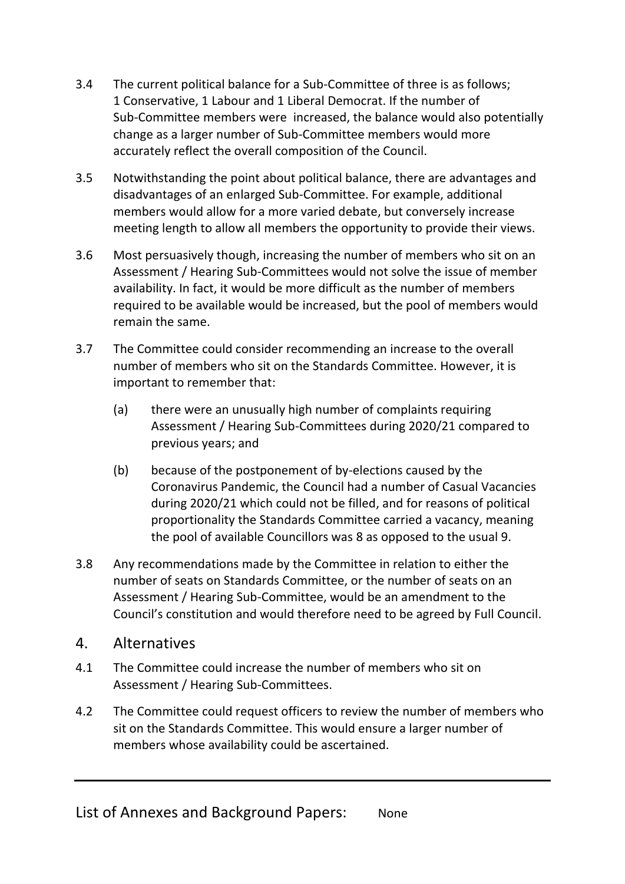3.4 The current political balance for a Sub-Committee of three is as follows; 1 Conservative, 1 Labour and 1 Liberal Democrat. If the number of Sub-Committee members were increased, the balance would also potentially change as a larger number of Sub-Committee members would more accurately reflect the overall composition of the Council.

3.5 Notwithstanding the point about political balance, there are advantages and disadvantages of an enlarged Sub-Committee. For example, additional members would allow for a more varied debate, but conversely increase meeting length to allow all members the opportunity to provide their views.

3.6 Most persuasively though, increasing the number of members who sit on an Assessment / Hearing Sub-Committees would not solve the issue of member availability. In fact, it would be more difficult as the number of members required to be available would be increased, but the pool of members would remain the same.

3.7 The Committee could consider recommending an increase to the overall number of members who sit on the Standards Committee. However, it is important to remember that:

(a) there were an unusually high number of complaints requiring Assessment / Hearing Sub-Committees during 2020/21 compared to previous years; and

(b) because of the postponement of by-elections caused by the Coronavirus Pandemic, the Council had a number of Casual Vacancies during 2020/21 which could not be filled, and for reasons of political proportionality the Standards Committee carried a vacancy, meaning the pool of available Councillors was 8 as opposed to the usual 9.

3.8 Any recommendations made by the Committee in relation to either the number of seats on Standards Committee, or the number of seats on an Assessment / Hearing Sub-Committee, would be an amendment to the Council's constitution and would therefore need to be agreed by Full Council.

## 4. Alternatives

4.1 The Committee could increase the number of members who sit on Assessment / Hearing Sub-Committees.

4.2 The Committee could request officers to review the number of members who sit on the Standards Committee. This would ensure a larger number of members whose availability could be ascertained.

---

List of Annexes and Background Papers: None